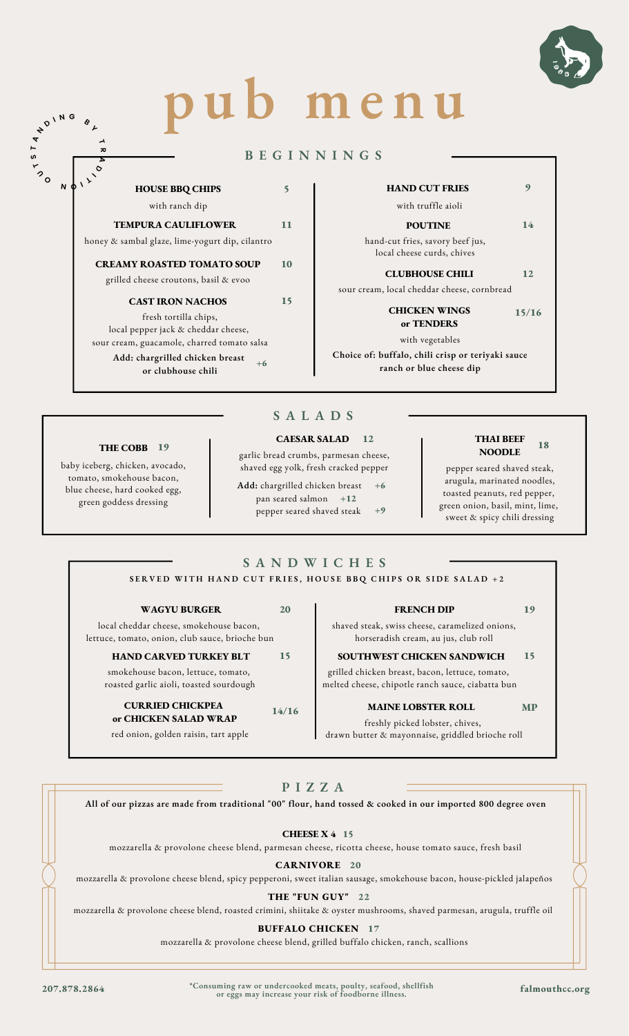OUTSTANDING BY TRADITION

# pub menu

## BEGINNINGS

**HOUSE BBQ CHIPS** 5
with ranch dip

**TEMPURA CAULIFLOWER** 11
honey & sambal glaze, lime-yogurt dip, cilantro

**CREAMY ROASTED TOMATO SOUP** 10
grilled cheese croutons, basil & evoo

**CAST IRON NACHOS** 15
fresh tortilla chips,
local pepper jack & cheddar cheese,
sour cream, guacamole, charred tomato salsa
**Add: chargrilled chicken breast or clubhouse chili** +6

**HAND CUT FRIES** 9
with truffle aioli

**POUTINE** 14
hand-cut fries, savory beef jus,
local cheese curds, chives

**CLUBHOUSE CHILI** 12
sour cream, local cheddar cheese, cornbread

**CHICKEN WINGS or TENDERS** 15/16
with vegetables
**Choice of: buffalo, chili crisp or teriyaki sauce**
**ranch or blue cheese dip**

## SALADS

**THE COBB** 19
baby iceberg, chicken, avocado, tomato, smokehouse bacon, blue cheese, hard cooked egg, green goddess dressing

**CAESAR SALAD** 12
garlic bread crumbs, parmesan cheese, shaved egg yolk, fresh cracked pepper
**Add:** chargrilled chicken breast +6
pan seared salmon +12
pepper seared shaved steak +9

**THAI BEEF NOODLE** 18
pepper seared shaved steak, arugula, marinated noodles, toasted peanuts, red pepper, green onion, basil, mint, lime, sweet & spicy chili dressing

## SANDWICHES

**SERVED WITH HAND CUT FRIES, HOUSE BBQ CHIPS OR SIDE SALAD +2**

**WAGYU BURGER** 20
local cheddar cheese, smokehouse bacon,
lettuce, tomato, onion, club sauce, brioche bun

**HAND CARVED TURKEY BLT** 15
smokehouse bacon, lettuce, tomato,
roasted garlic aioli, toasted sourdough

**CURRIED CHICKPEA or CHICKEN SALAD WRAP** 14/16
red onion, golden raisin, tart apple

**FRENCH DIP** 19
shaved steak, swiss cheese, caramelized onions,
horseradish cream, au jus, club roll

**SOUTHWEST CHICKEN SANDWICH** 15
grilled chicken breast, bacon, lettuce, tomato,
melted cheese, chipotle ranch sauce, ciabatta bun

**MAINE LOBSTER ROLL** MP
freshly picked lobster, chives,
drawn butter & mayonnaise, griddled brioche roll

## PIZZA

**All of our pizzas are made from traditional "00" flour, hand tossed & cooked in our imported 800 degree oven**

**CHEESE X 4** 15
mozzarella & provolone cheese blend, parmesan cheese, ricotta cheese, house tomato sauce, fresh basil

**CARNIVORE** 20
mozzarella & provolone cheese blend, spicy pepperoni, sweet italian sausage, smokehouse bacon, house-pickled jalapeños

**THE "FUN GUY"** 22
mozzarella & provolone cheese blend, roasted crimini, shiitake & oyster mushrooms, shaved parmesan, arugula, truffle oil

**BUFFALO CHICKEN** 17
mozzarella & provolone cheese blend, grilled buffalo chicken, ranch, scallions

207.878.2864

**\*Consuming raw or undercooked meats, poulty, seafood, shellfish or eggs may increase your risk of foodborne illness.**

falmouthcc.org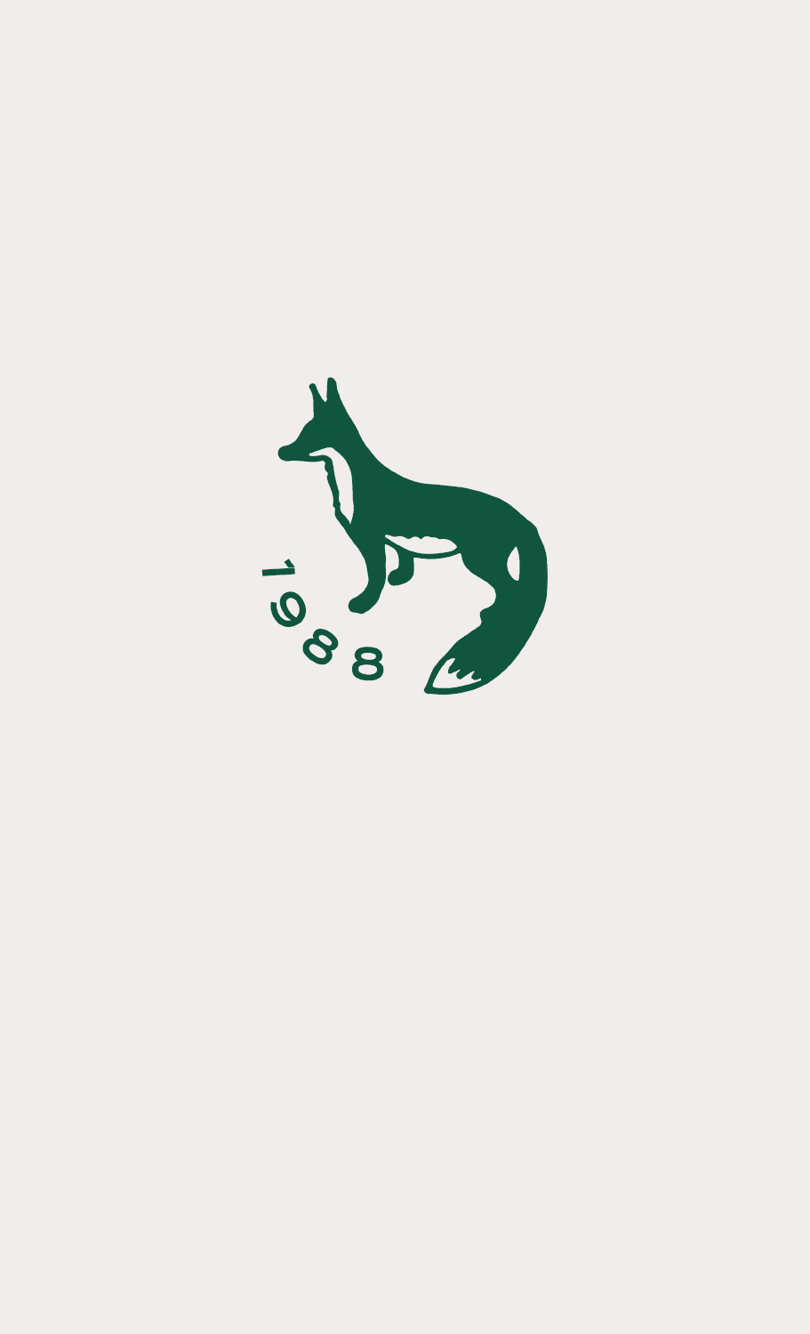1988